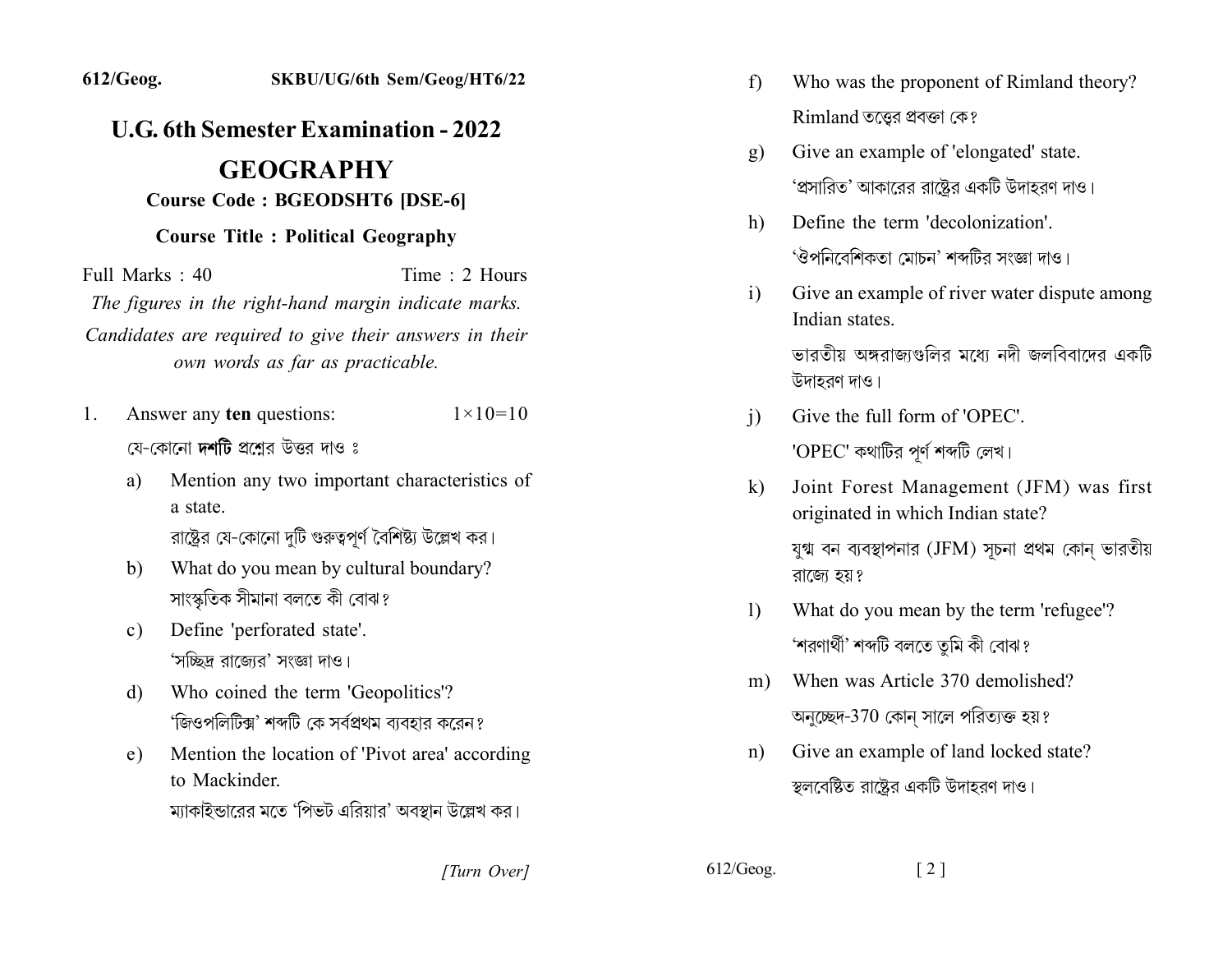612/Geog.　　SKBU/UG/6th Sem/Geog/HT6/22

# U.G. 6th Semester Examination - 2022

## GEOGRAPHY

**Course Code : BGEODSHT6 [DSE-6]**

**Course Title : Political Geography**

Full Marks : 40　　Time : 2 Hours

*The figures in the right-hand margin indicate marks.*

*Candidates are required to give their answers in their own words as far as practicable.*

1. Answer any **ten** questions:　　1×10=10

   যে-কোনো **দশটি** প্রশ্নের উত্তর দাও ঃ

   a) Mention any two important characteristics of a state.
   রাষ্ট্রের যে-কোনো দুটি গুরুত্বপূর্ণ বৈশিষ্ট্য উল্লেখ কর।

   b) What do you mean by cultural boundary?
   সাংস্কৃতিক সীমানা বলতে কী বোঝ?

   c) Define 'perforated state'.
   'সচ্ছিদ্র রাজ্যের' সংজ্ঞা দাও।

   d) Who coined the term 'Geopolitics'?
   'জিওপলিটিক্স' শব্দটি কে সর্বপ্রথম ব্যবহার করেন?

   e) Mention the location of 'Pivot area' according to Mackinder.
   ম্যাকাইন্ডারের মতে 'পিভট এরিয়ার' অবস্থান উল্লেখ কর।

   f) Who was the proponent of Rimland theory?
   Rimland তত্ত্বের প্রবক্তা কে?

   g) Give an example of 'elongated' state.
   'প্রসারিত' আকারের রাষ্ট্রের একটি উদাহরণ দাও।

   h) Define the term 'decolonization'.
   'ঔপনিবেশিকতা মোচন' শব্দটির সংজ্ঞা দাও।

   i) Give an example of river water dispute among Indian states.
   ভারতীয় অঙ্গরাজ্যগুলির মধ্যে নদী জলবিবাদের একটি উদাহরণ দাও।

   j) Give the full form of 'OPEC'.
   'OPEC' কথাটির পূর্ণ শব্দটি লেখ।

   k) Joint Forest Management (JFM) was first originated in which Indian state?
   যুগ্ম বন ব্যবস্থাপনার (JFM) সূচনা প্রথম কোন্ ভারতীয় রাজ্যে হয়?

   l) What do you mean by the term 'refugee'?
   'শরণার্থী' শব্দটি বলতে তুমি কী বোঝ?

   m) When was Article 370 demolished?
   অনুচ্ছেদ-370 কোন্ সালে পরিত্যক্ত হয়?

   n) Give an example of land locked state?
   স্থলবেষ্টিত রাষ্ট্রের একটি উদাহরণ দাও।

[Turn Over]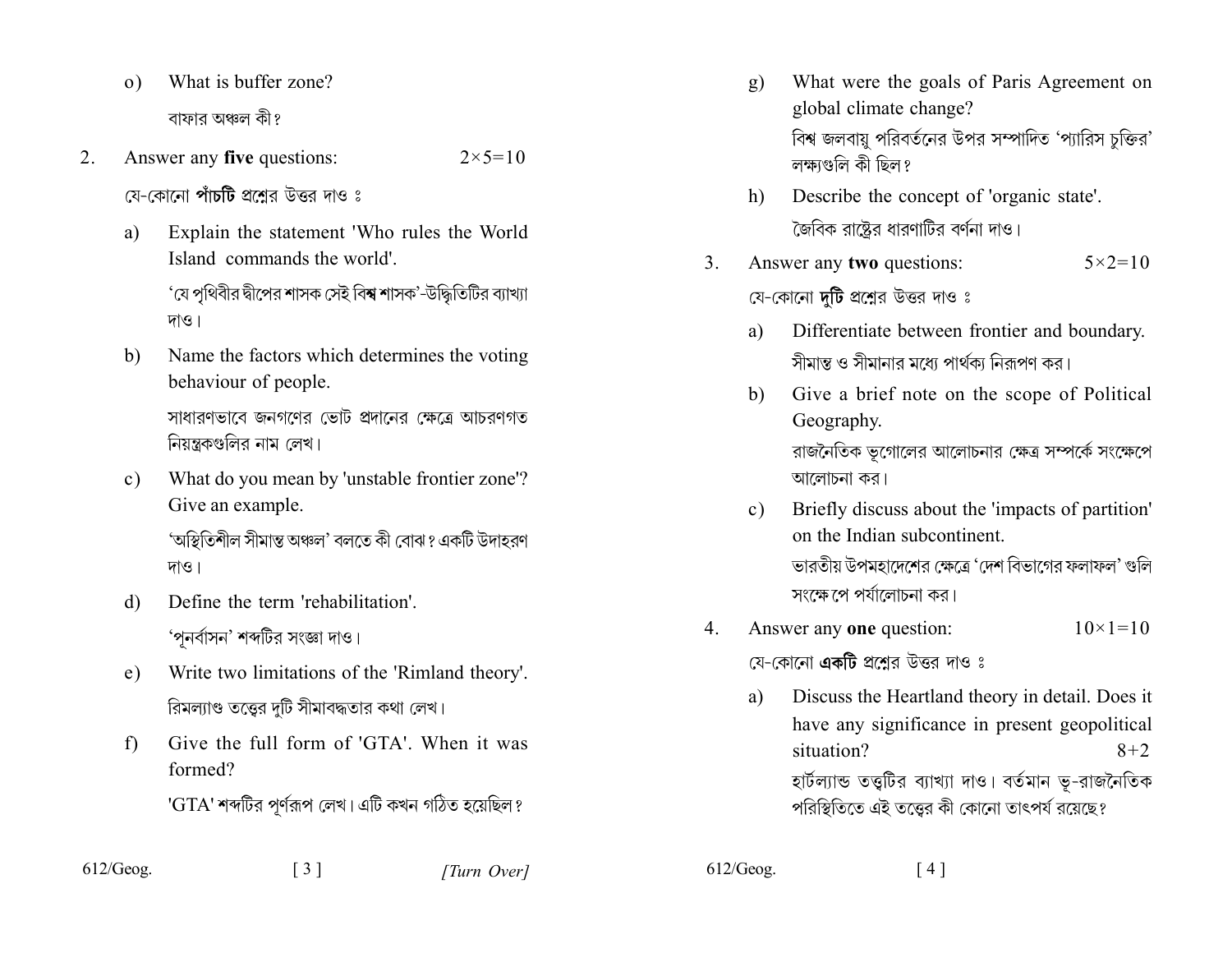o) What is buffer zone?

বাফার অঞ্চল কী?

2. Answer any **five** questions: $2\times5=10$

যে-কোনো **পাঁচটি** প্রশ্নের উত্তর দাও ঃ

a) Explain the statement 'Who rules the World Island commands the world'.

'যে পৃথিবীর দ্বীপের শাসক সেই বিশ্ব শাসক'-উদ্ধিতিটির ব্যাখ্যা দাও।

b) Name the factors which determines the voting behaviour of people.

সাধারণভাবে জনগণের ভোট প্রদানের ক্ষেত্রে আচরণগত নিয়ন্ত্রকগুলির নাম লেখ।

c) What do you mean by 'unstable frontier zone'? Give an example.

'অস্থিতিশীল সীমান্ত অঞ্চল' বলতে কী বোঝ? একটি উদাহরণ দাও।

d) Define the term 'rehabilitation'.

'পূনর্বাসন' শব্দটির সংজ্ঞা দাও।

e) Write two limitations of the 'Rimland theory'.

রিমল্যাণ্ড তত্ত্বের দুটি সীমাবদ্ধতার কথা লেখ।

f) Give the full form of 'GTA'. When it was formed?

'GTA' শব্দটির পূর্ণরূপ লেখ। এটি কখন গঠিত হয়েছিল?

g) What were the goals of Paris Agreement on global climate change?

বিশ্ব জলবায়ু পরিবর্তনের উপর সম্পাদিত 'প্যারিস চুক্তির' লক্ষ্যগুলি কী ছিল?

h) Describe the concept of 'organic state'.

জৈবিক রাষ্ট্রের ধারণাটির বর্ণনা দাও।

3. Answer any **two** questions: $5\times2=10$

যে-কোনো **দুটি** প্রশ্নের উত্তর দাও ঃ

a) Differentiate between frontier and boundary.

সীমান্ত ও সীমানার মধ্যে পার্থক্য নিরূপণ কর।

b) Give a brief note on the scope of Political Geography.

রাজনৈতিক ভূগোলের আলোচনার ক্ষেত্র সম্পর্কে সংক্ষেপে আলোচনা কর।

c) Briefly discuss about the 'impacts of partition' on the Indian subcontinent.

ভারতীয় উপমহাদেশের ক্ষেত্রে 'দেশ বিভাগের ফলাফল' গুলি সংক্ষেপে পর্যালোচনা কর।

4. Answer any **one** question: $10\times1=10$

যে-কোনো **একটি** প্রশ্নের উত্তর দাও ঃ

a) Discuss the Heartland theory in detail. Does it have any significance in present geopolitical situation? $8+2$

হার্টল্যান্ড তত্ত্বটির ব্যাখ্যা দাও। বর্তমান ভূ-রাজনৈতিক পরিস্থিতিতে এই তত্ত্বের কী কোনো তাৎপর্য রয়েছে?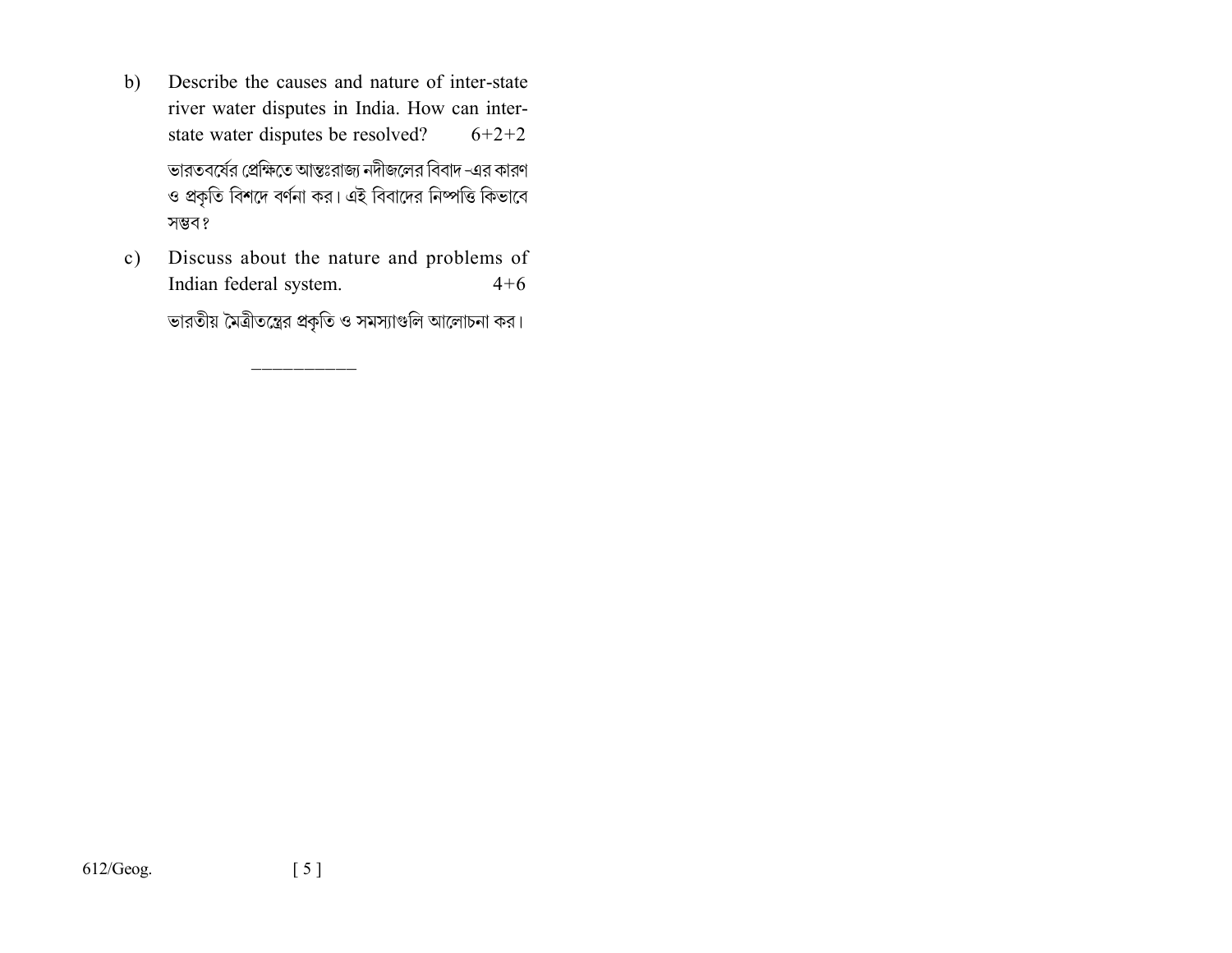b) Describe the causes and nature of inter-state river water disputes in India. How can inter-state water disputes be resolved? 6+2+2

ভারতবর্ষের প্রেক্ষিতে আন্তঃরাজ্য নদীজলের বিবাদ-এর কারণ ও প্রকৃতি বিশদে বর্ণনা কর। এই বিবাদের নিষ্পত্তি কিভাবে সম্ভব?

c) Discuss about the nature and problems of Indian federal system. 4+6

ভারতীয় মৈত্রীতন্ত্রের প্রকৃতি ও সমস্যাগুলি আলোচনা কর।

———————